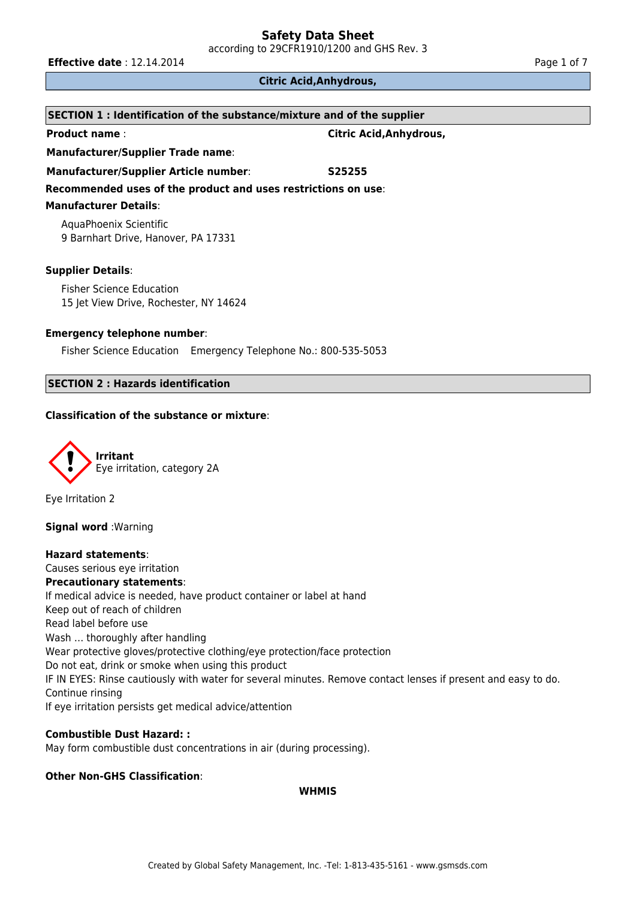# Safety Data Sheet

according to 29CFR1910/1200 and GHS Rev. 3

**Effective date** : 12.14.2014

**Citric Acid,Anhydrous,**

## SECTION 1 : Identification of the substance/mixture and of the supplier

**Product name** : **Citric Acid,Anhydrous,**

**Manufacturer/Supplier Trade name**:

**Manufacturer/Supplier Article number**: **S25255**

**Recommended uses of the product and uses restrictions on use**:

**Manufacturer Details**:

AquaPhoenix Scientific
9 Barnhart Drive, Hanover, PA 17331

**Supplier Details**:

Fisher Science Education
15 Jet View Drive, Rochester, NY 14624

**Emergency telephone number**:

Fisher Science Education Emergency Telephone No.: 800-535-5053

## SECTION 2 : Hazards identification

**Classification of the substance or mixture**:

**Irritant**
Eye irritation, category 2A

Eye Irritation 2

**Signal word** :Warning

**Hazard statements**:
Causes serious eye irritation

**Precautionary statements**:
If medical advice is needed, have product container or label at hand
Keep out of reach of children
Read label before use
Wash … thoroughly after handling
Wear protective gloves/protective clothing/eye protection/face protection
Do not eat, drink or smoke when using this product
IF IN EYES: Rinse cautiously with water for several minutes. Remove contact lenses if present and easy to do. Continue rinsing
If eye irritation persists get medical advice/attention

**Combustible Dust Hazard: :**
May form combustible dust concentrations in air (during processing).

**Other Non-GHS Classification**:

**WHMIS**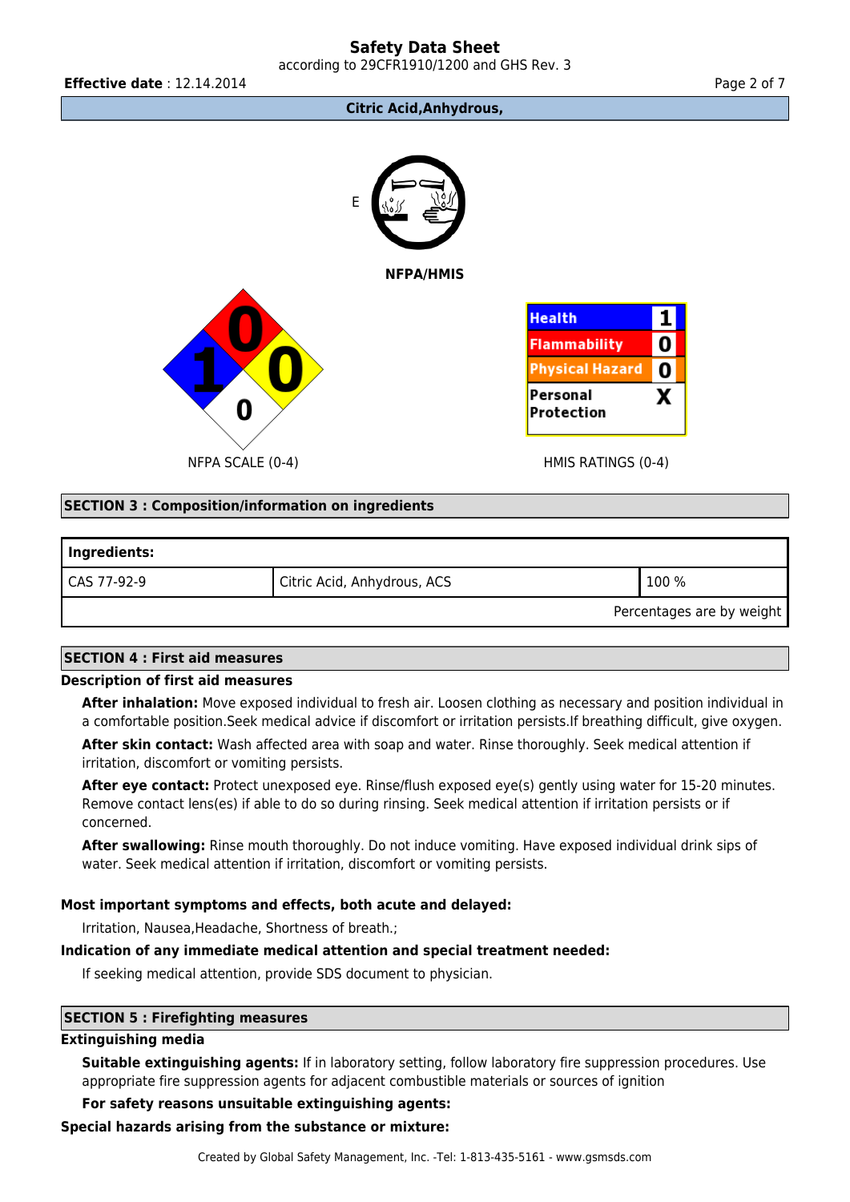**Citric Acid,Anhydrous,**

E

**NFPA/HMIS**

NFPA SCALE (0-4)

| Health | 1 |
|---|---|
| Flammability | 0 |
| Physical Hazard | 0 |
| Personal Protection | X |

HMIS RATINGS (0-4)

## SECTION 3 : Composition/information on ingredients

| Ingredients: | | |
|---|---|---|
| CAS 77-92-9 | Citric Acid, Anhydrous, ACS | 100 % |
| | | Percentages are by weight |

## SECTION 4 : First aid measures

**Description of first aid measures**

**After inhalation:** Move exposed individual to fresh air. Loosen clothing as necessary and position individual in a comfortable position.Seek medical advice if discomfort or irritation persists.If breathing difficult, give oxygen.

**After skin contact:** Wash affected area with soap and water. Rinse thoroughly. Seek medical attention if irritation, discomfort or vomiting persists.

**After eye contact:** Protect unexposed eye. Rinse/flush exposed eye(s) gently using water for 15-20 minutes. Remove contact lens(es) if able to do so during rinsing. Seek medical attention if irritation persists or if concerned.

**After swallowing:** Rinse mouth thoroughly. Do not induce vomiting. Have exposed individual drink sips of water. Seek medical attention if irritation, discomfort or vomiting persists.

**Most important symptoms and effects, both acute and delayed:**

Irritation, Nausea,Headache, Shortness of breath.;

**Indication of any immediate medical attention and special treatment needed:**

If seeking medical attention, provide SDS document to physician.

## SECTION 5 : Firefighting measures

**Extinguishing media**

**Suitable extinguishing agents:** If in laboratory setting, follow laboratory fire suppression procedures. Use appropriate fire suppression agents for adjacent combustible materials or sources of ignition

**For safety reasons unsuitable extinguishing agents:**

**Special hazards arising from the substance or mixture:**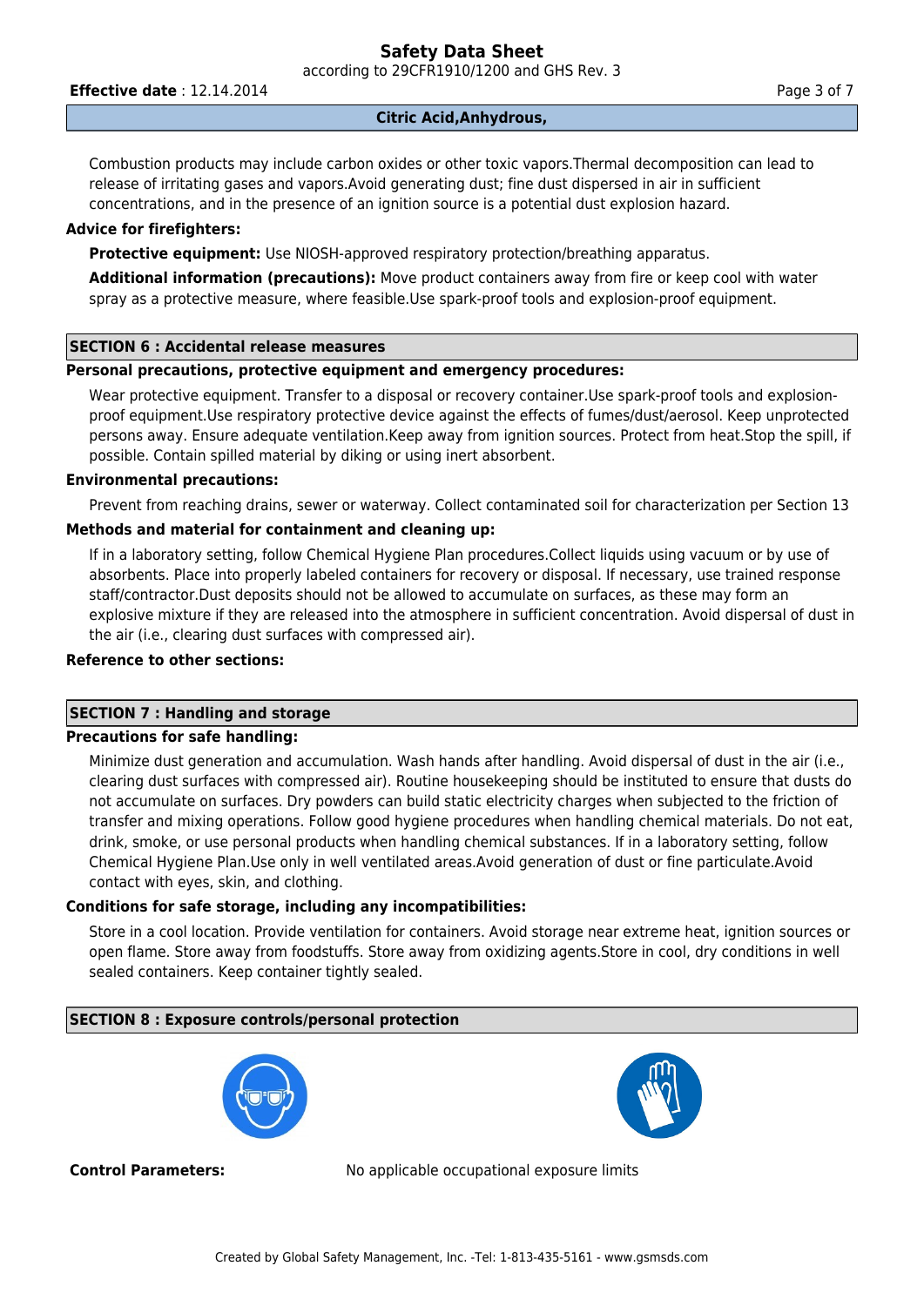Combustion products may include carbon oxides or other toxic vapors.Thermal decomposition can lead to release of irritating gases and vapors.Avoid generating dust; fine dust dispersed in air in sufficient concentrations, and in the presence of an ignition source is a potential dust explosion hazard.

**Advice for firefighters:**

**Protective equipment:** Use NIOSH-approved respiratory protection/breathing apparatus.

**Additional information (precautions):** Move product containers away from fire or keep cool with water spray as a protective measure, where feasible.Use spark-proof tools and explosion-proof equipment.

## SECTION 6 : Accidental release measures

**Personal precautions, protective equipment and emergency procedures:**

Wear protective equipment. Transfer to a disposal or recovery container.Use spark-proof tools and explosion-proof equipment.Use respiratory protective device against the effects of fumes/dust/aerosol. Keep unprotected persons away. Ensure adequate ventilation.Keep away from ignition sources. Protect from heat.Stop the spill, if possible. Contain spilled material by diking or using inert absorbent.

**Environmental precautions:**

Prevent from reaching drains, sewer or waterway. Collect contaminated soil for characterization per Section 13

**Methods and material for containment and cleaning up:**

If in a laboratory setting, follow Chemical Hygiene Plan procedures.Collect liquids using vacuum or by use of absorbents. Place into properly labeled containers for recovery or disposal. If necessary, use trained response staff/contractor.Dust deposits should not be allowed to accumulate on surfaces, as these may form an explosive mixture if they are released into the atmosphere in sufficient concentration. Avoid dispersal of dust in the air (i.e., clearing dust surfaces with compressed air).

**Reference to other sections:**

## SECTION 7 : Handling and storage

**Precautions for safe handling:**

Minimize dust generation and accumulation. Wash hands after handling. Avoid dispersal of dust in the air (i.e., clearing dust surfaces with compressed air). Routine housekeeping should be instituted to ensure that dusts do not accumulate on surfaces. Dry powders can build static electricity charges when subjected to the friction of transfer and mixing operations. Follow good hygiene procedures when handling chemical materials. Do not eat, drink, smoke, or use personal products when handling chemical substances. If in a laboratory setting, follow Chemical Hygiene Plan.Use only in well ventilated areas.Avoid generation of dust or fine particulate.Avoid contact with eyes, skin, and clothing.

**Conditions for safe storage, including any incompatibilities:**

Store in a cool location. Provide ventilation for containers. Avoid storage near extreme heat, ignition sources or open flame. Store away from foodstuffs. Store away from oxidizing agents.Store in cool, dry conditions in well sealed containers. Keep container tightly sealed.

## SECTION 8 : Exposure controls/personal protection

**Control Parameters:** No applicable occupational exposure limits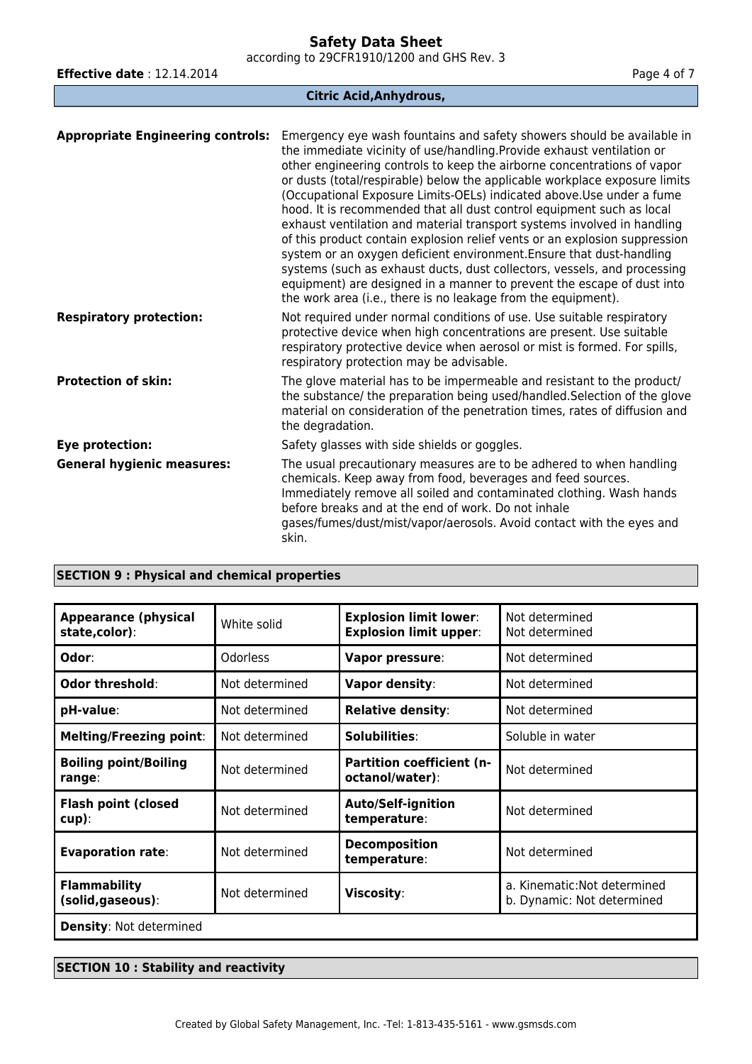**Citric Acid,Anhydrous,**

**Appropriate Engineering controls:** Emergency eye wash fountains and safety showers should be available in the immediate vicinity of use/handling.Provide exhaust ventilation or other engineering controls to keep the airborne concentrations of vapor or dusts (total/respirable) below the applicable workplace exposure limits (Occupational Exposure Limits-OELs) indicated above.Use under a fume hood. It is recommended that all dust control equipment such as local exhaust ventilation and material transport systems involved in handling of this product contain explosion relief vents or an explosion suppression system or an oxygen deficient environment.Ensure that dust-handling systems (such as exhaust ducts, dust collectors, vessels, and processing equipment) are designed in a manner to prevent the escape of dust into the work area (i.e., there is no leakage from the equipment).

**Respiratory protection:** Not required under normal conditions of use. Use suitable respiratory protective device when high concentrations are present. Use suitable respiratory protective device when aerosol or mist is formed. For spills, respiratory protection may be advisable.

**Protection of skin:** The glove material has to be impermeable and resistant to the product/ the substance/ the preparation being used/handled.Selection of the glove material on consideration of the penetration times, rates of diffusion and the degradation.

**Eye protection:** Safety glasses with side shields or goggles.

**General hygienic measures:** The usual precautionary measures are to be adhered to when handling chemicals. Keep away from food, beverages and feed sources. Immediately remove all soiled and contaminated clothing. Wash hands before breaks and at the end of work. Do not inhale gases/fumes/dust/mist/vapor/aerosols. Avoid contact with the eyes and skin.

## SECTION 9 : Physical and chemical properties

| Property | Value | Property | Value |
|---|---|---|---|
| **Appearance (physical state,color)**: | White solid | **Explosion limit lower**: **Explosion limit upper**: | Not determined Not determined |
| **Odor**: | Odorless | **Vapor pressure**: | Not determined |
| **Odor threshold**: | Not determined | **Vapor density**: | Not determined |
| **pH-value**: | Not determined | **Relative density**: | Not determined |
| **Melting/Freezing point**: | Not determined | **Solubilities**: | Soluble in water |
| **Boiling point/Boiling range**: | Not determined | **Partition coefficient (n-octanol/water)**: | Not determined |
| **Flash point (closed cup)**: | Not determined | **Auto/Self-ignition temperature**: | Not determined |
| **Evaporation rate**: | Not determined | **Decomposition temperature**: | Not determined |
| **Flammability (solid,gaseous)**: | Not determined | **Viscosity**: | a. Kinematic:Not determined b. Dynamic: Not determined |
| **Density**: Not determined | | | |

## SECTION 10 : Stability and reactivity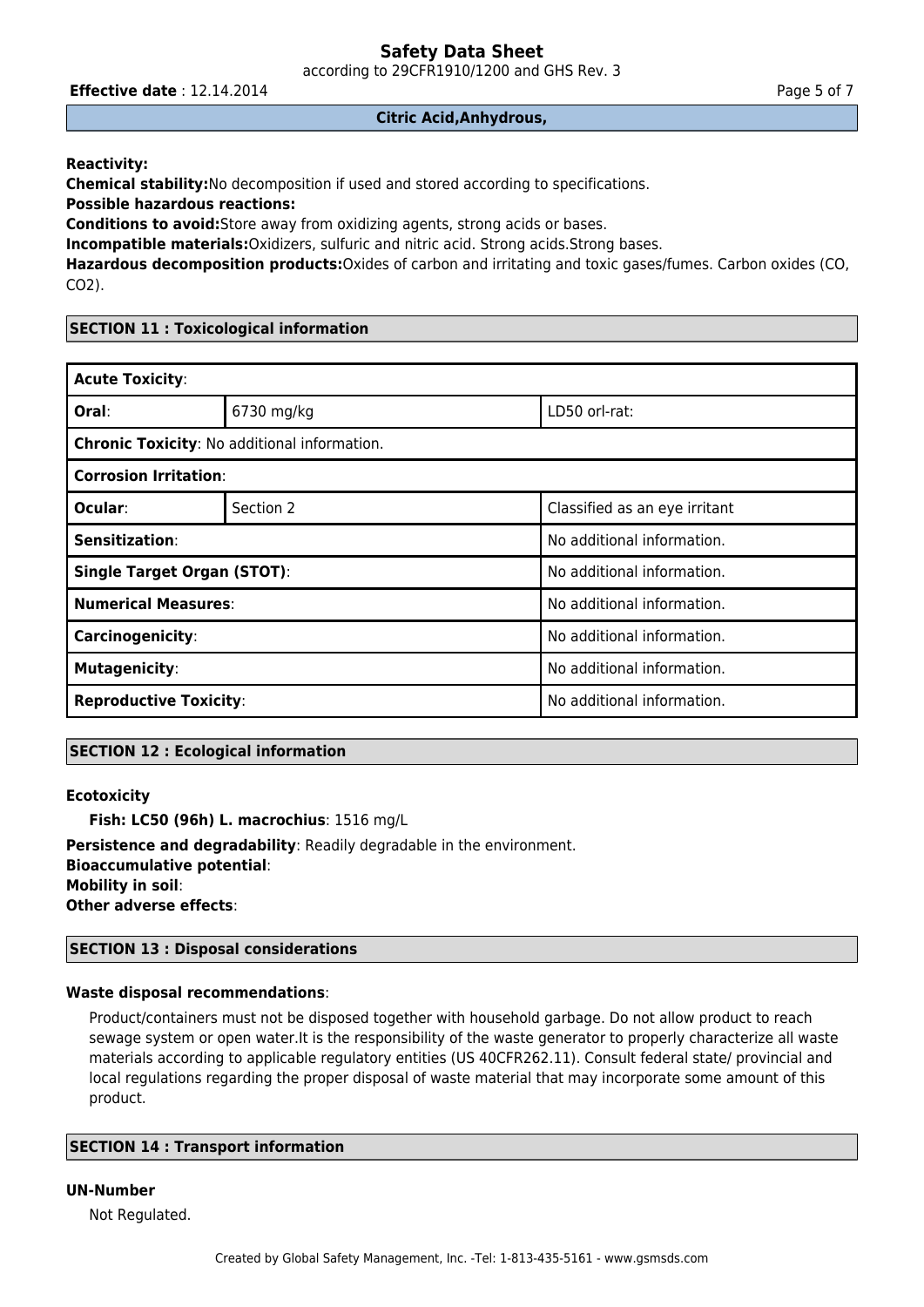**Reactivity:**

**Chemical stability:**No decomposition if used and stored according to specifications.

**Possible hazardous reactions:**

**Conditions to avoid:**Store away from oxidizing agents, strong acids or bases.

**Incompatible materials:**Oxidizers, sulfuric and nitric acid. Strong acids.Strong bases.

**Hazardous decomposition products:**Oxides of carbon and irritating and toxic gases/fumes. Carbon oxides (CO, $CO_2$).

## SECTION 11 : Toxicological information

| **Acute Toxicity**: | | |
|---|---|---|
| **Oral**: | 6730 mg/kg | LD50 orl-rat: |
| **Chronic Toxicity**: No additional information. | | |
| **Corrosion Irritation**: | | |
| **Ocular**: | Section 2 | Classified as an eye irritant |
| **Sensitization**: | | No additional information. |
| **Single Target Organ (STOT)**: | | No additional information. |
| **Numerical Measures**: | | No additional information. |
| **Carcinogenicity**: | | No additional information. |
| **Mutagenicity**: | | No additional information. |
| **Reproductive Toxicity**: | | No additional information. |

## SECTION 12 : Ecological information

**Ecotoxicity**

**Fish: LC50 (96h) L. macrochius**: 1516 mg/L

**Persistence and degradability**: Readily degradable in the environment.

**Bioaccumulative potential**:

**Mobility in soil**:

**Other adverse effects**:

## SECTION 13 : Disposal considerations

**Waste disposal recommendations**:

Product/containers must not be disposed together with household garbage. Do not allow product to reach sewage system or open water.It is the responsibility of the waste generator to properly characterize all waste materials according to applicable regulatory entities (US 40CFR262.11). Consult federal state/ provincial and local regulations regarding the proper disposal of waste material that may incorporate some amount of this product.

## SECTION 14 : Transport information

**UN-Number**

Not Regulated.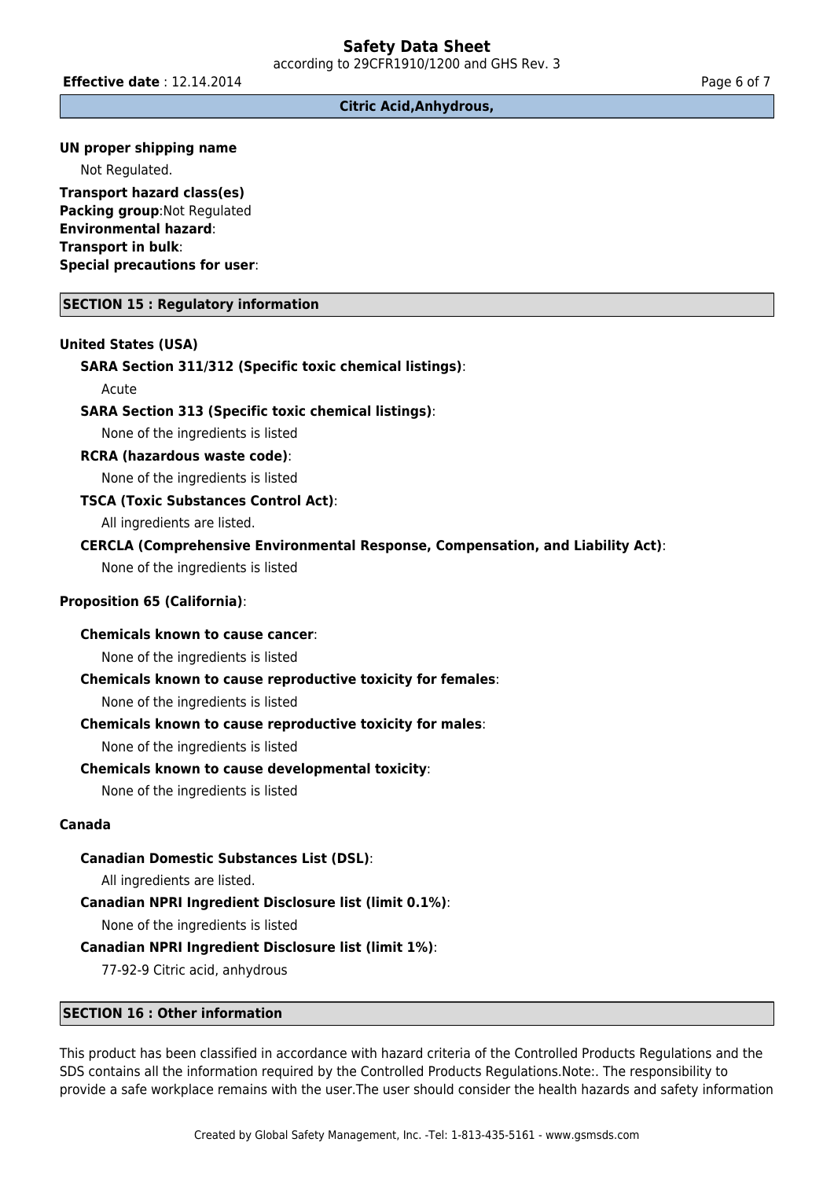**UN proper shipping name**

Not Regulated.

**Transport hazard class(es)**
**Packing group**:Not Regulated
**Environmental hazard**:
**Transport in bulk**:
**Special precautions for user**:

## SECTION 15 : Regulatory information

### United States (USA)

**SARA Section 311/312 (Specific toxic chemical listings)**:

Acute

**SARA Section 313 (Specific toxic chemical listings)**:

None of the ingredients is listed

**RCRA (hazardous waste code)**:

None of the ingredients is listed

**TSCA (Toxic Substances Control Act)**:

All ingredients are listed.

**CERCLA (Comprehensive Environmental Response, Compensation, and Liability Act)**:

None of the ingredients is listed

### Proposition 65 (California):

**Chemicals known to cause cancer**:

None of the ingredients is listed

**Chemicals known to cause reproductive toxicity for females**:

None of the ingredients is listed

**Chemicals known to cause reproductive toxicity for males**:

None of the ingredients is listed

**Chemicals known to cause developmental toxicity**:

None of the ingredients is listed

### Canada

**Canadian Domestic Substances List (DSL)**:

All ingredients are listed.

**Canadian NPRI Ingredient Disclosure list (limit 0.1%)**:

None of the ingredients is listed

**Canadian NPRI Ingredient Disclosure list (limit 1%)**:

77-92-9 Citric acid, anhydrous

## SECTION 16 : Other information

This product has been classified in accordance with hazard criteria of the Controlled Products Regulations and the SDS contains all the information required by the Controlled Products Regulations.Note:. The responsibility to provide a safe workplace remains with the user.The user should consider the health hazards and safety information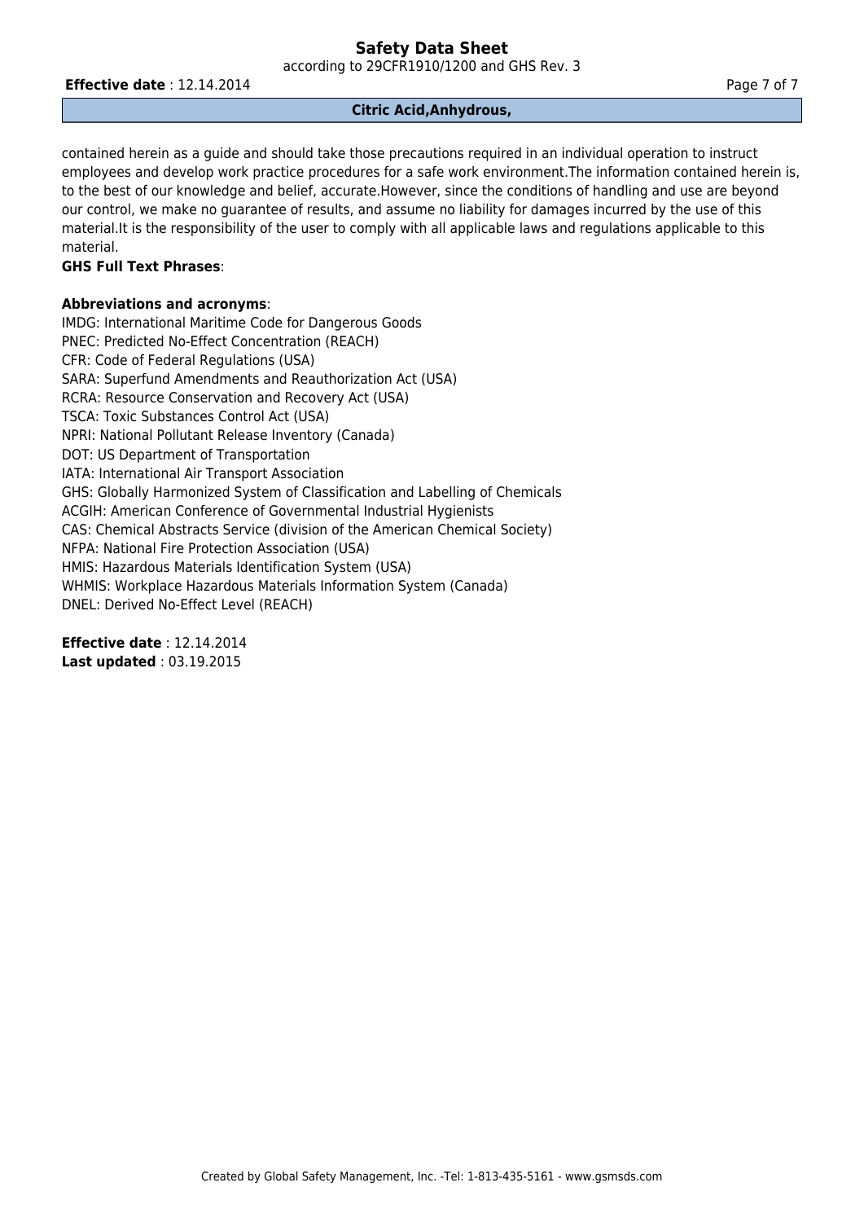contained herein as a guide and should take those precautions required in an individual operation to instruct employees and develop work practice procedures for a safe work environment.The information contained herein is, to the best of our knowledge and belief, accurate.However, since the conditions of handling and use are beyond our control, we make no guarantee of results, and assume no liability for damages incurred by the use of this material.It is the responsibility of the user to comply with all applicable laws and regulations applicable to this material.

**GHS Full Text Phrases**:

**Abbreviations and acronyms**:

IMDG: International Maritime Code for Dangerous Goods
PNEC: Predicted No-Effect Concentration (REACH)
CFR: Code of Federal Regulations (USA)
SARA: Superfund Amendments and Reauthorization Act (USA)
RCRA: Resource Conservation and Recovery Act (USA)
TSCA: Toxic Substances Control Act (USA)
NPRI: National Pollutant Release Inventory (Canada)
DOT: US Department of Transportation
IATA: International Air Transport Association
GHS: Globally Harmonized System of Classification and Labelling of Chemicals
ACGIH: American Conference of Governmental Industrial Hygienists
CAS: Chemical Abstracts Service (division of the American Chemical Society)
NFPA: National Fire Protection Association (USA)
HMIS: Hazardous Materials Identification System (USA)
WHMIS: Workplace Hazardous Materials Information System (Canada)
DNEL: Derived No-Effect Level (REACH)

**Effective date** : 12.14.2014
**Last updated** : 03.19.2015